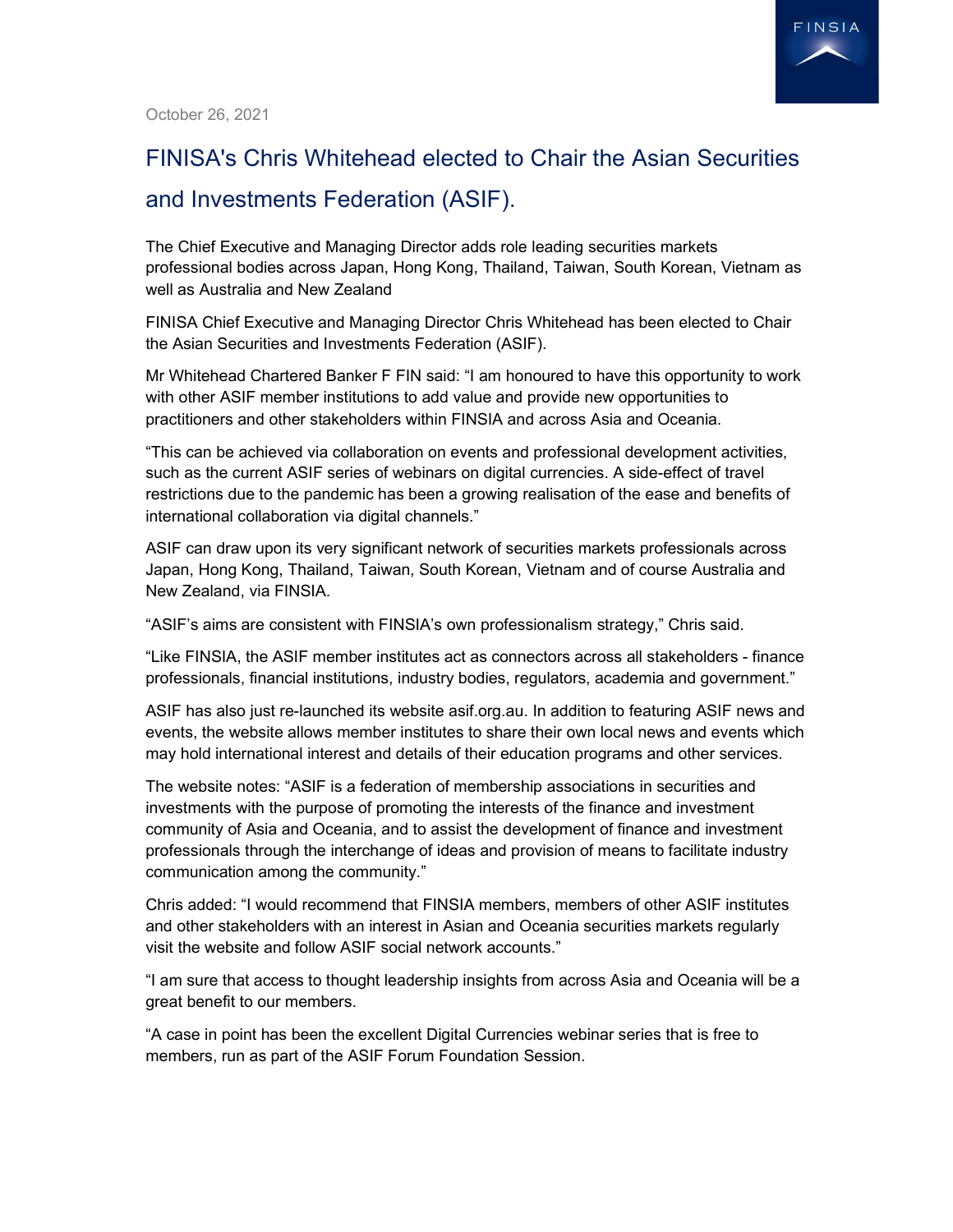October 26, 2021

# FINISA's Chris Whitehead elected to Chair the Asian Securities and Investments Federation (ASIF).

The Chief Executive and Managing Director adds role leading securities markets professional bodies across Japan, Hong Kong, Thailand, Taiwan, South Korean, Vietnam as well as Australia and New Zealand

FINISA Chief Executive and Managing Director Chris Whitehead has been elected to Chair the Asian Securities and Investments Federation (ASIF).

Mr Whitehead Chartered Banker F FIN said: "I am honoured to have this opportunity to work with other ASIF member institutions to add value and provide new opportunities to practitioners and other stakeholders within FINSIA and across Asia and Oceania.

"This can be achieved via collaboration on events and professional development activities, such as the current ASIF series of webinars on digital currencies. A side-effect of travel restrictions due to the pandemic has been a growing realisation of the ease and benefits of international collaboration via digital channels."

ASIF can draw upon its very significant network of securities markets professionals across Japan, Hong Kong, Thailand, Taiwan, South Korean, Vietnam and of course Australia and New Zealand, via FINSIA.

"ASIF's aims are consistent with FINSIA's own professionalism strategy," Chris said.

"Like FINSIA, the ASIF member institutes act as connectors across all stakeholders - finance professionals, financial institutions, industry bodies, regulators, academia and government."

ASIF has also just re-launched its website asif.org.au. In addition to featuring ASIF news and events, the website allows member institutes to share their own local news and events which may hold international interest and details of their education programs and other services.

The website notes: "ASIF is a federation of membership associations in securities and investments with the purpose of promoting the interests of the finance and investment community of Asia and Oceania, and to assist the development of finance and investment professionals through the interchange of ideas and provision of means to facilitate industry communication among the community."

Chris added: "I would recommend that FINSIA members, members of other ASIF institutes and other stakeholders with an interest in Asian and Oceania securities markets regularly visit the website and follow ASIF social network accounts."

"I am sure that access to thought leadership insights from across Asia and Oceania will be a great benefit to our members.

"A case in point has been the excellent Digital Currencies webinar series that is free to members, run as part of the ASIF Forum Foundation Session.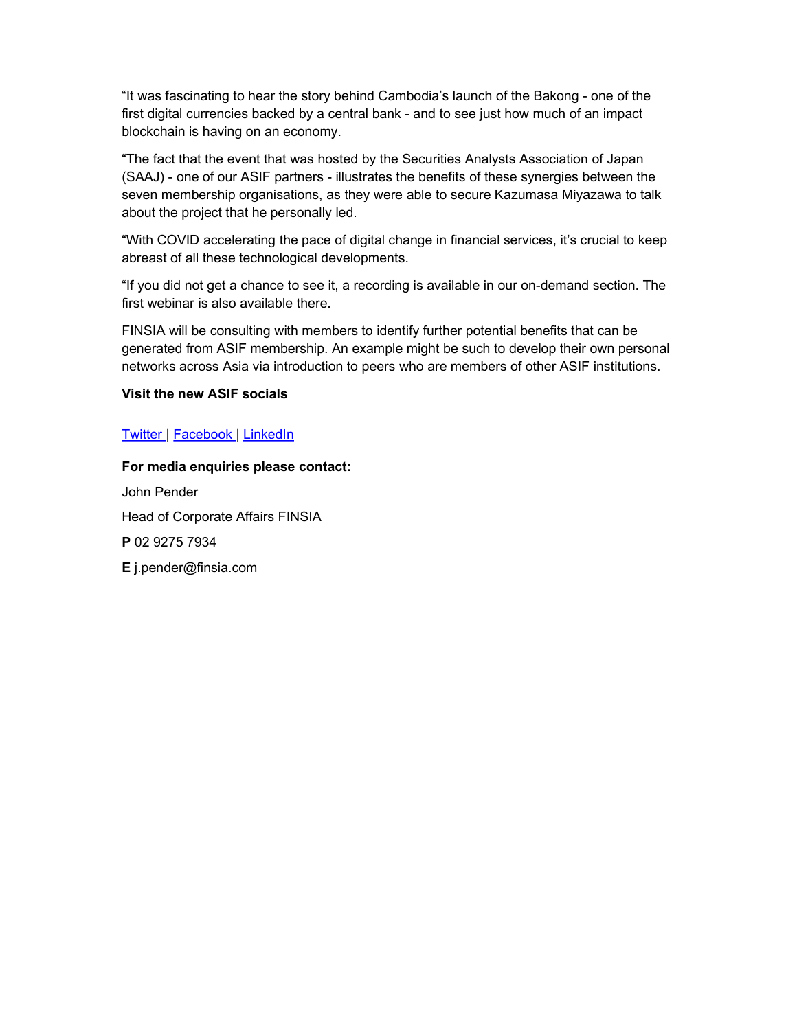"It was fascinating to hear the story behind Cambodia's launch of the Bakong - one of the first digital currencies backed by a central bank - and to see just how much of an impact blockchain is having on an economy.

"The fact that the event that was hosted by the Securities Analysts Association of Japan (SAAJ) - one of our ASIF partners - illustrates the benefits of these synergies between the seven membership organisations, as they were able to secure Kazumasa Miyazawa to talk about the project that he personally led.

"With COVID accelerating the pace of digital change in financial services, it's crucial to keep abreast of all these technological developments.

"If you did not get a chance to see it, a recording is available in our on-demand section. The first webinar is also available there.

FINSIA will be consulting with members to identify further potential benefits that can be generated from ASIF membership. An example might be such to develop their own personal networks across Asia via introduction to peers who are members of other ASIF institutions.

**Visit the new ASIF socials**

Twitter | Facebook | LinkedIn

**For media enquiries please contact:**

John Pender

Head of Corporate Affairs FINSIA

**P** 02 9275 7934

**E** j.pender@finsia.com